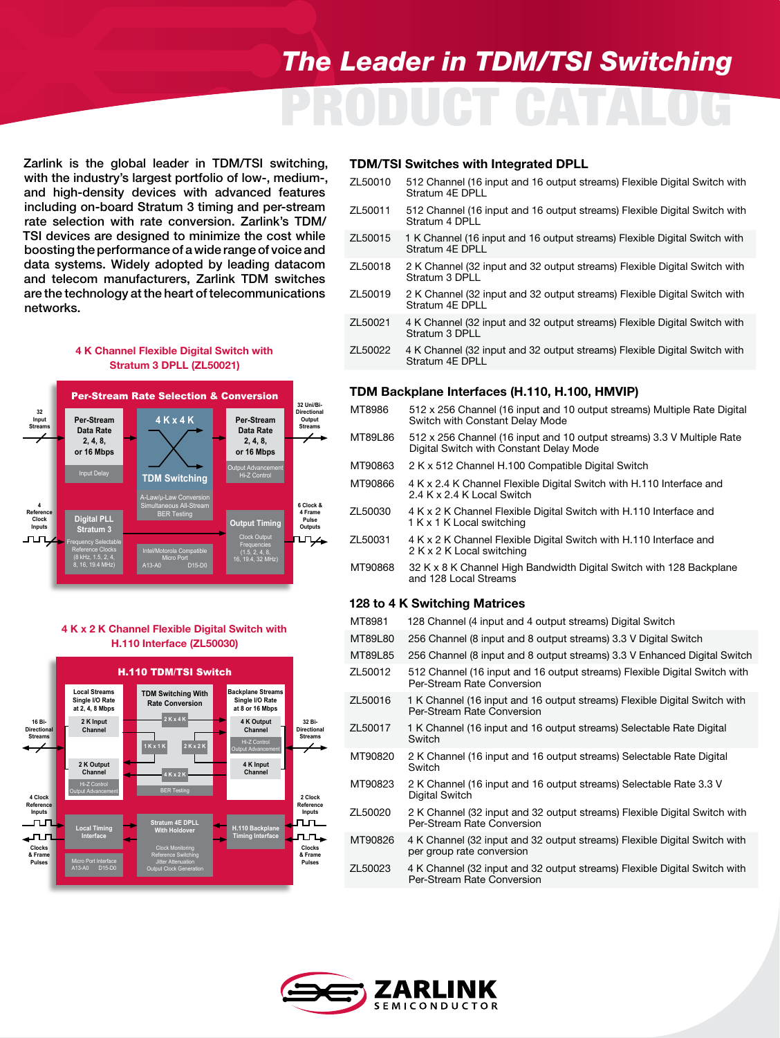# The Leader in TDM/TSI Switching

# PRODUCT CATALOG

Zarlink is the global leader in TDM/TSI switching, with the industry's largest portfolio of low-, medium-, and high-density devices with advanced features including on-board Stratum 3 timing and per-stream rate selection with rate conversion. Zarlink's TDM/TSI devices are designed to minimize the cost while boosting the performance of a wide range of voice and data systems. Widely adopted by leading datacom and telecom manufacturers, Zarlink TDM switches are the technology at the heart of telecommunications networks.

### 4 K Channel Flexible Digital Switch with Stratum 3 DPLL (ZL50021)

Per-Stream Rate Selection & Conversion

32 Input Streams; Per-Stream Data Rate 2, 4, 8, or 16 Mbps; Input Delay; 4 K x 4 K TDM Switching; A-Law/μ-Law Conversion, Simultaneous All-Stream BER Testing; Per-Stream Data Rate 2, 4, 8, or 16 Mbps; Output Advancement, Hi-Z Control; 32 Uni/Bi-Directional Output Streams; 4 Reference Clock Inputs; Digital PLL Stratum 3; Frequency Selectable Reference Clocks (8 kHz, 1.5, 2, 4, 8, 16, 19.4 MHz); Intel/Motorola Compatible Micro Port A13-A0 D15-D0; Output Timing; Clock Output Frequencies (1.5, 2, 4, 8, 16, 19.4, 32 MHz); 6 Clock & 4 Frame Pulse Outputs

### 4 K x 2 K Channel Flexible Digital Switch with H.110 Interface (ZL50030)

H.110 TDM/TSI Switch

16 Bi-Directional Streams; Local Streams Single I/O Rate at 2, 4, 8 Mbps; 2 K Input Channel; 2 K Output Channel; Hi-Z Control, Output Advancement; TDM Switching With Rate Conversion; 2 K x 4 K; 1 K x 1 K; 2 K x 2 K; 4 K x 2 K; BER Testing; Backplane Streams Single I/O Rate at 8 or 16 Mbps; 4 K Output Channel; Hi-Z Control, Output Advancement; 4 K Input Channel; 32 Bi-Directional Streams; 4 Clock Reference Inputs; Clocks & Frame Pulses; Local Timing Interface; Micro Port Interface A13-A0 D15-D0; Stratum 4E DPLL With Holdover; Clock Monitoring, Reference Switching, Jitter Attenuation, Output Clock Generation; H.110 Backplane Timing Interface; 2 Clock Reference Inputs; Clocks & Frame Pulses

## TDM/TSI Switches with Integrated DPLL

| | |
|---|---|
| ZL50010 | 512 Channel (16 input and 16 output streams) Flexible Digital Switch with Stratum 4E DPLL |
| ZL50011 | 512 Channel (16 input and 16 output streams) Flexible Digital Switch with Stratum 4 DPLL |
| ZL50015 | 1 K Channel (16 input and 16 output streams) Flexible Digital Switch with Stratum 4E DPLL |
| ZL50018 | 2 K Channel (32 input and 32 output streams) Flexible Digital Switch with Stratum 3 DPLL |
| ZL50019 | 2 K Channel (32 input and 32 output streams) Flexible Digital Switch with Stratum 4E DPLL |
| ZL50021 | 4 K Channel (32 input and 32 output streams) Flexible Digital Switch with Stratum 3 DPLL |
| ZL50022 | 4 K Channel (32 input and 32 output streams) Flexible Digital Switch with Stratum 4E DPLL |

## TDM Backplane Interfaces (H.110, H.100, HMVIP)

| | |
|---|---|
| MT8986 | 512 x 256 Channel (16 input and 10 output streams) Multiple Rate Digital Switch with Constant Delay Mode |
| MT89L86 | 512 x 256 Channel (16 input and 10 output streams) 3.3 V Multiple Rate Digital Switch with Constant Delay Mode |
| MT90863 | 2 K x 512 Channel H.100 Compatible Digital Switch |
| MT90866 | 4 K x 2.4 K Channel Flexible Digital Switch with H.110 Interface and 2.4 K x 2.4 K Local Switch |
| ZL50030 | 4 K x 2 K Channel Flexible Digital Switch with H.110 Interface and 1 K x 1 K Local switching |
| ZL50031 | 4 K x 2 K Channel Flexible Digital Switch with H.110 Interface and 2 K x 2 K Local switching |
| MT90868 | 32 K x 8 K Channel High Bandwidth Digital Switch with 128 Backplane and 128 Local Streams |

## 128 to 4 K Switching Matrices

| | |
|---|---|
| MT8981 | 128 Channel (4 input and 4 output streams) Digital Switch |
| MT89L80 | 256 Channel (8 input and 8 output streams) 3.3 V Digital Switch |
| MT89L85 | 256 Channel (8 input and 8 output streams) 3.3 V Enhanced Digital Switch |
| ZL50012 | 512 Channel (16 input and 16 output streams) Flexible Digital Switch with Per-Stream Rate Conversion |
| ZL50016 | 1 K Channel (16 input and 16 output streams) Flexible Digital Switch with Per-Stream Rate Conversion |
| ZL50017 | 1 K Channel (16 input and 16 output streams) Selectable Rate Digital Switch |
| MT90820 | 2 K Channel (16 input and 16 output streams) Selectable Rate Digital Switch |
| MT90823 | 2 K Channel (16 input and 16 output streams) Selectable Rate 3.3 V Digital Switch |
| ZL50020 | 2 K Channel (32 input and 32 output streams) Flexible Digital Switch with Per-Stream Rate Conversion |
| MT90826 | 4 K Channel (32 input and 32 output streams) Flexible Digital Switch with per group rate conversion |
| ZL50023 | 4 K Channel (32 input and 32 output streams) Flexible Digital Switch with Per-Stream Rate Conversion |

ZARLINK SEMICONDUCTOR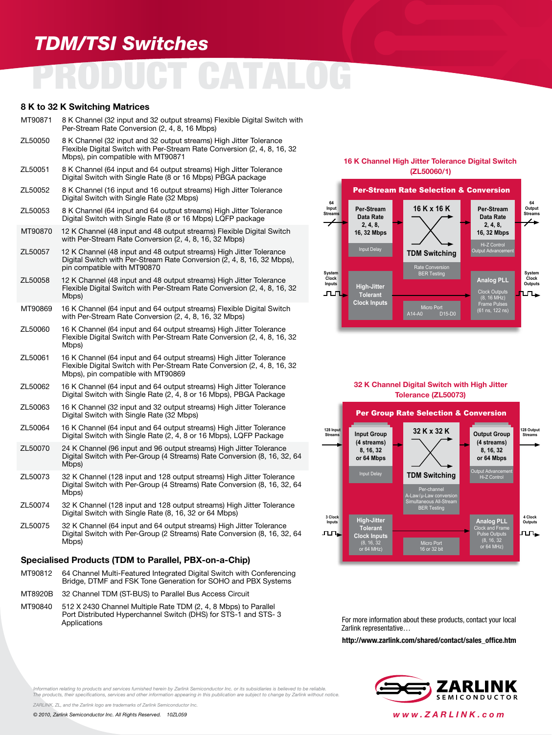# TDM/TSI Switches

PRODUCT CATALOG

## 8 K to 32 K Switching Matrices

| | |
|---|---|
| MT90871 | 8 K Channel (32 input and 32 output streams) Flexible Digital Switch with Per-Stream Rate Conversion (2, 4, 8, 16 Mbps) |
| ZL50050 | 8 K Channel (32 input and 32 output streams) High Jitter Tolerance Flexible Digital Switch with Per-Stream Rate Conversion (2, 4, 8, 16, 32 Mbps), pin compatible with MT90871 |
| ZL50051 | 8 K Channel (64 input and 64 output streams) High Jitter Tolerance Digital Switch with Single Rate (8 or 16 Mbps) PBGA package |
| ZL50052 | 8 K Channel (16 input and 16 output streams) High Jitter Tolerance Digital Switch with Single Rate (32 Mbps) |
| ZL50053 | 8 K Channel (64 input and 64 output streams) High Jitter Tolerance Digital Switch with Single Rate (8 or 16 Mbps) LQFP package |
| MT90870 | 12 K Channel (48 input and 48 output streams) Flexible Digital Switch with Per-Stream Rate Conversion (2, 4, 8, 16, 32 Mbps) |
| ZL50057 | 12 K Channel (48 input and 48 output streams) High Jitter Tolerance Digital Switch with Per-Stream Rate Conversion (2, 4, 8, 16, 32 Mbps), pin compatible with MT90870 |
| ZL50058 | 12 K Channel (48 input and 48 output streams) High Jitter Tolerance Flexible Digital Switch with Per-Stream Rate Conversion (2, 4, 8, 16, 32 Mbps) |
| MT90869 | 16 K Channel (64 input and 64 output streams) Flexible Digital Switch with Per-Stream Rate Conversion (2, 4, 8, 16, 32 Mbps) |
| ZL50060 | 16 K Channel (64 input and 64 output streams) High Jitter Tolerance Flexible Digital Switch with Per-Stream Rate Conversion (2, 4, 8, 16, 32 Mbps) |
| ZL50061 | 16 K Channel (64 input and 64 output streams) High Jitter Tolerance Flexible Digital Switch with Per-Stream Rate Conversion (2, 4, 8, 16, 32 Mbps), pin compatible with MT90869 |
| ZL50062 | 16 K Channel (64 input and 64 output streams) High Jitter Tolerance Digital Switch with Single Rate (2, 4, 8 or 16 Mbps), PBGA Package |
| ZL50063 | 16 K Channel (32 input and 32 output streams) High Jitter Tolerance Digital Switch with Single Rate (32 Mbps) |
| ZL50064 | 16 K Channel (64 input and 64 output streams) High Jitter Tolerance Digital Switch with Single Rate (2, 4, 8 or 16 Mbps), LQFP Package |
| ZL50070 | 24 K Channel (96 input and 96 output streams) High Jitter Tolerance Digital Switch with Per-Group (4 Streams) Rate Conversion (8, 16, 32, 64 Mbps) |
| ZL50073 | 32 K Channel (128 input and 128 output streams) High Jitter Tolerance Digital Switch with Per-Group (4 Streams) Rate Conversion (8, 16, 32, 64 Mbps) |
| ZL50074 | 32 K Channel (128 input and 128 output streams) High Jitter Tolerance Digital Switch with Single Rate (8, 16, 32 or 64 Mbps) |
| ZL50075 | 32 K Channel (64 input and 64 output streams) High Jitter Tolerance Digital Switch with Per-Group (2 Streams) Rate Conversion (8, 16, 32, 64 Mbps) |

## Specialised Products (TDM to Parallel, PBX-on-a-Chip)

| | |
|---|---|
| MT90812 | 64 Channel Multi-Featured Integrated Digital Switch with Conferencing Bridge, DTMF and FSK Tone Generation for SOHO and PBX Systems |
| MT8920B | 32 Channel TDM (ST-BUS) to Parallel Bus Access Circuit |
| MT90840 | 512 X 2430 Channel Multiple Rate TDM (2, 4, 8 Mbps) to Parallel Port Distributed Hyperchannel Switch (DHS) for STS-1 and STS- 3 Applications |

### 16 K Channel High Jitter Tolerance Digital Switch (ZL50060/1)

Per-Stream Rate Selection & Conversion

64 Input Streams
Per-Stream Data Rate 2, 4, 8, 16, 32 Mbps
Input Delay
16 K x 16 K
TDM Switching
Rate Conversion
BER Testing
Per-Stream Data Rate 2, 4, 8, 16, 32 Mbps
Hi-Z Control
Output Advancement
64 Output Streams
System Clock Inputs
High-Jitter Tolerant Clock Inputs
Micro Port
A14-A0 D15-D0
Analog PLL
Clock Outputs (8, 16 MHz)
Frame Pulses (61 ns, 122 ns)
System Clock Outputs

### 32 K Channel Digital Switch with High Jitter Tolerance (ZL50073)

Per Group Rate Selection & Conversion

128 Input Streams
Input Group (4 streams) 8, 16, 32 or 64 Mbps
Input Delay
32 K x 32 K
TDM Switching
Per-channel A-Law/µ-Law conversion
Simultaneous All-Stream BER Testing
Output Group (4 streams) 8, 16, 32 or 64 Mbps
Output Advancement
Hi-Z Control
128 Output Streams
3 Clock Inputs
High-Jitter Tolerant Clock Inputs (8, 16, 32 or 64 MHz)
Micro Port 16 or 32 bit
Analog PLL
Clock and Frame Pulse Outputs (8, 16, 32 or 64 MHz)
4 Clock Outputs

For more information about these products, contact your local Zarlink representative…

**http://www.zarlink.com/shared/contact/sales_office.htm**

*Information relating to products and services furnished herein by Zarlink Semiconductor Inc. or its subsidiaries is believed to be reliable. The products, their specifications, services and other information appearing in this publication are subject to change by Zarlink without notice.*

*ZARLINK, ZL, and the Zarlink logo are trademarks of Zarlink Semiconductor Inc.*

*© 2010, Zarlink Semiconductor Inc. All Rights Reserved. 10ZL059*

ZARLINK SEMICONDUCTOR

www.ZARLINK.com